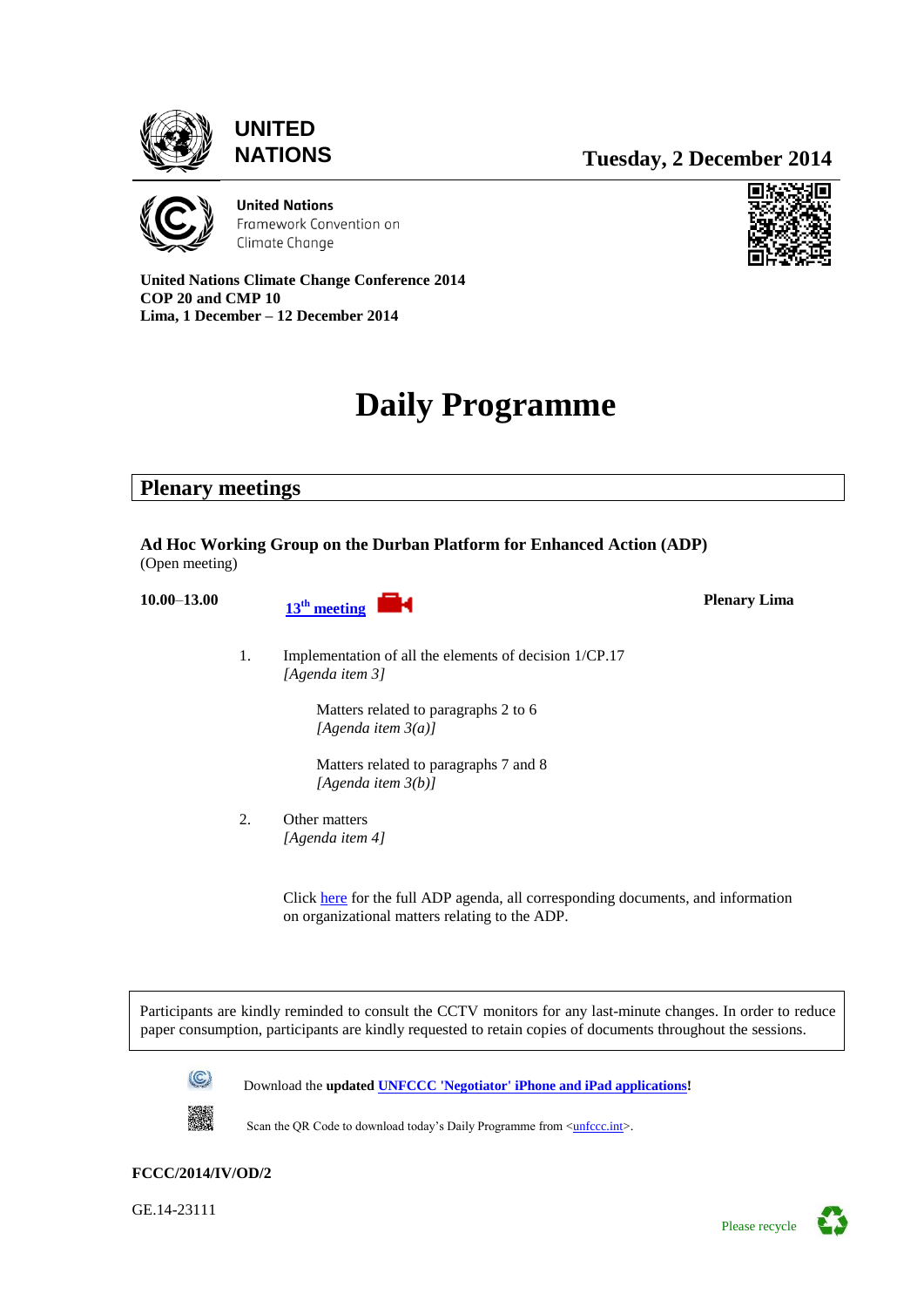UNITED NATIONS

**Tuesday, 2 December 2014**

United Nations Framework Convention on Climate Change

**United Nations Climate Change Conference 2014**
**COP 20 and CMP 10**
**Lima, 1 December – 12 December 2014**

# Daily Programme

## Plenary meetings

### Ad Hoc Working Group on the Durban Platform for Enhanced Action (ADP)

(Open meeting)

**10.00–13.00** 13th meeting **Plenary Lima**

1. Implementation of all the elements of decision 1/CP.17
   *[Agenda item 3]*

   Matters related to paragraphs 2 to 6
   *[Agenda item 3(a)]*

   Matters related to paragraphs 7 and 8
   *[Agenda item 3(b)]*

2. Other matters
   *[Agenda item 4]*

Click here for the full ADP agenda, all corresponding documents, and information on organizational matters relating to the ADP.

Participants are kindly reminded to consult the CCTV monitors for any last-minute changes. In order to reduce paper consumption, participants are kindly requested to retain copies of documents throughout the sessions.

Download the **updated** **UNFCCC 'Negotiator' iPhone and iPad applications**!

Scan the QR Code to download today's Daily Programme from <unfccc.int>.

**FCCC/2014/IV/OD/2**

GE.14-23111

Please recycle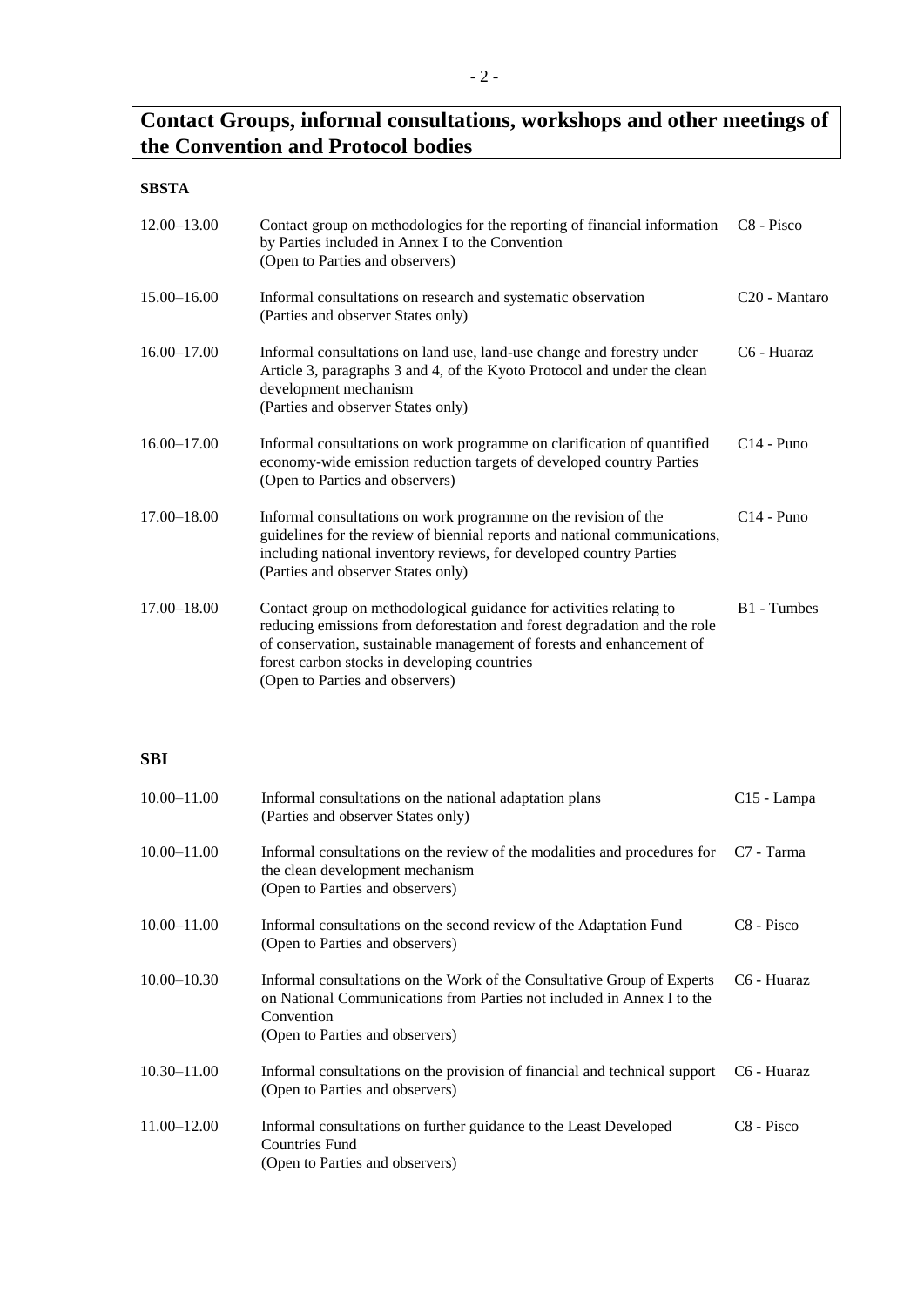# Contact Groups, informal consultations, workshops and other meetings of the Convention and Protocol bodies

**SBSTA**

| | | |
|---|---|---|
| 12.00–13.00 | Contact group on methodologies for the reporting of financial information by Parties included in Annex I to the Convention<br>(Open to Parties and observers) | C8 - Pisco |
| 15.00–16.00 | Informal consultations on research and systematic observation<br>(Parties and observer States only) | C20 - Mantaro |
| 16.00–17.00 | Informal consultations on land use, land-use change and forestry under Article 3, paragraphs 3 and 4, of the Kyoto Protocol and under the clean development mechanism<br>(Parties and observer States only) | C6 - Huaraz |
| 16.00–17.00 | Informal consultations on work programme on clarification of quantified economy-wide emission reduction targets of developed country Parties<br>(Open to Parties and observers) | C14 - Puno |
| 17.00–18.00 | Informal consultations on work programme on the revision of the guidelines for the review of biennial reports and national communications, including national inventory reviews, for developed country Parties<br>(Parties and observer States only) | C14 - Puno |
| 17.00–18.00 | Contact group on methodological guidance for activities relating to reducing emissions from deforestation and forest degradation and the role of conservation, sustainable management of forests and enhancement of forest carbon stocks in developing countries<br>(Open to Parties and observers) | B1 - Tumbes |

**SBI**

| | | |
|---|---|---|
| 10.00–11.00 | Informal consultations on the national adaptation plans<br>(Parties and observer States only) | C15 - Lampa |
| 10.00–11.00 | Informal consultations on the review of the modalities and procedures for the clean development mechanism<br>(Open to Parties and observers) | C7 - Tarma |
| 10.00–11.00 | Informal consultations on the second review of the Adaptation Fund<br>(Open to Parties and observers) | C8 - Pisco |
| 10.00–10.30 | Informal consultations on the Work of the Consultative Group of Experts on National Communications from Parties not included in Annex I to the Convention<br>(Open to Parties and observers) | C6 - Huaraz |
| 10.30–11.00 | Informal consultations on the provision of financial and technical support<br>(Open to Parties and observers) | C6 - Huaraz |
| 11.00–12.00 | Informal consultations on further guidance to the Least Developed Countries Fund<br>(Open to Parties and observers) | C8 - Pisco |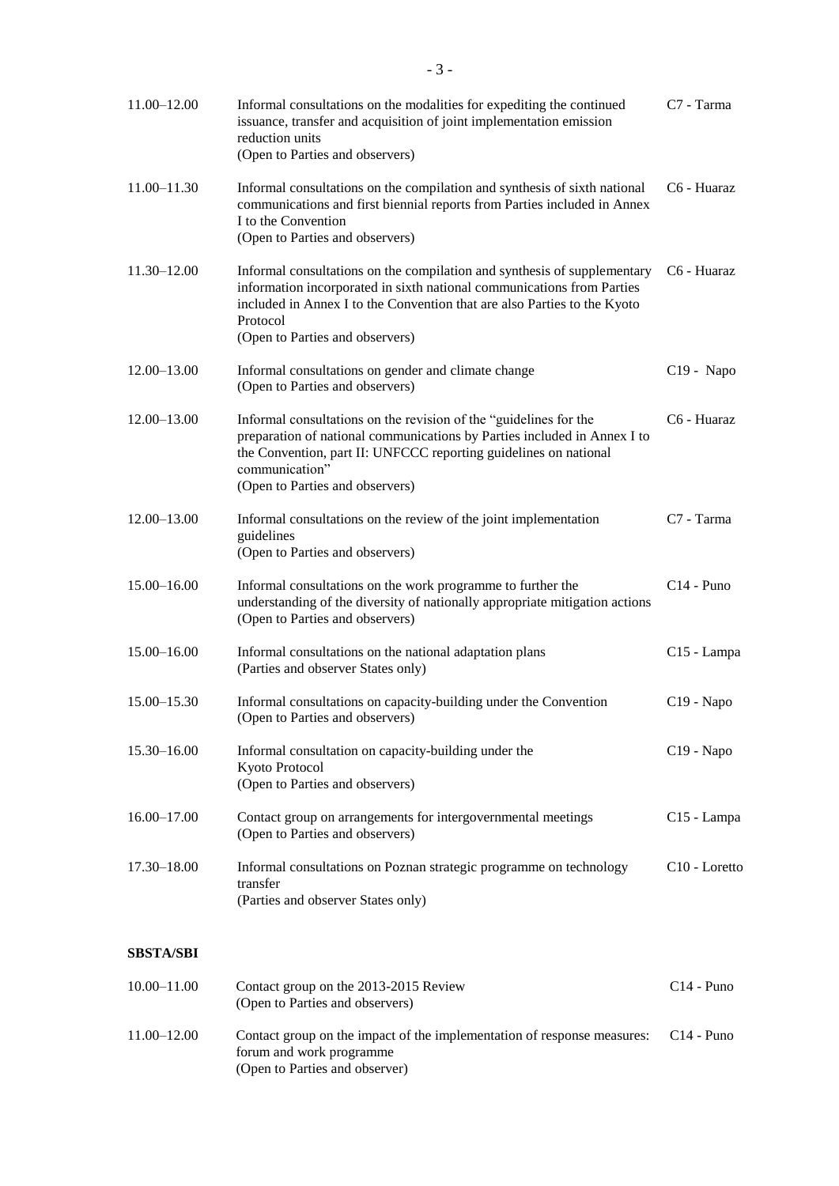| | | |
|---|---|---|
| 11.00–12.00 | Informal consultations on the modalities for expediting the continued issuance, transfer and acquisition of joint implementation emission reduction units<br>(Open to Parties and observers) | C7 - Tarma |
| 11.00–11.30 | Informal consultations on the compilation and synthesis of sixth national communications and first biennial reports from Parties included in Annex I to the Convention<br>(Open to Parties and observers) | C6 - Huaraz |
| 11.30–12.00 | Informal consultations on the compilation and synthesis of supplementary information incorporated in sixth national communications from Parties included in Annex I to the Convention that are also Parties to the Kyoto Protocol<br>(Open to Parties and observers) | C6 - Huaraz |
| 12.00–13.00 | Informal consultations on gender and climate change<br>(Open to Parties and observers) | C19 - Napo |
| 12.00–13.00 | Informal consultations on the revision of the "guidelines for the preparation of national communications by Parties included in Annex I to the Convention, part II: UNFCCC reporting guidelines on national communication"<br>(Open to Parties and observers) | C6 - Huaraz |
| 12.00–13.00 | Informal consultations on the review of the joint implementation guidelines<br>(Open to Parties and observers) | C7 - Tarma |
| 15.00–16.00 | Informal consultations on the work programme to further the understanding of the diversity of nationally appropriate mitigation actions<br>(Open to Parties and observers) | C14 - Puno |
| 15.00–16.00 | Informal consultations on the national adaptation plans<br>(Parties and observer States only) | C15 - Lampa |
| 15.00–15.30 | Informal consultations on capacity-building under the Convention<br>(Open to Parties and observers) | C19 - Napo |
| 15.30–16.00 | Informal consultation on capacity-building under the Kyoto Protocol<br>(Open to Parties and observers) | C19 - Napo |
| 16.00–17.00 | Contact group on arrangements for intergovernmental meetings<br>(Open to Parties and observers) | C15 - Lampa |
| 17.30–18.00 | Informal consultations on Poznan strategic programme on technology transfer<br>(Parties and observer States only) | C10 - Loretto |

**SBSTA/SBI**

| | | |
|---|---|---|
| 10.00–11.00 | Contact group on the 2013-2015 Review<br>(Open to Parties and observers) | C14 - Puno |
| 11.00–12.00 | Contact group on the impact of the implementation of response measures: forum and work programme<br>(Open to Parties and observer) | C14 - Puno |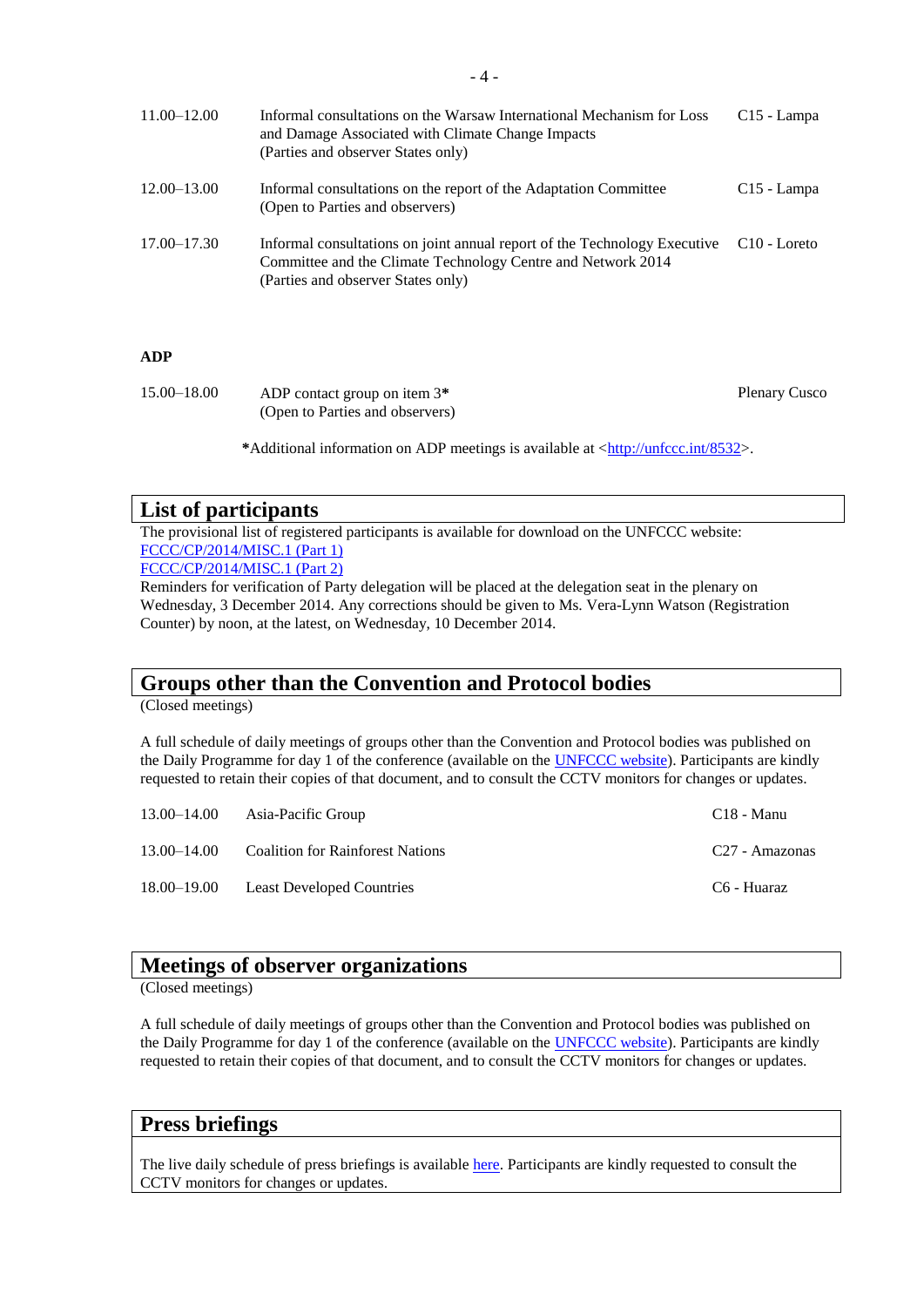| | | |
|---|---|---|
| 11.00–12.00 | Informal consultations on the Warsaw International Mechanism for Loss and Damage Associated with Climate Change Impacts (Parties and observer States only) | C15 - Lampa |
| 12.00–13.00 | Informal consultations on the report of the Adaptation Committee (Open to Parties and observers) | C15 - Lampa |
| 17.00–17.30 | Informal consultations on joint annual report of the Technology Executive Committee and the Climate Technology Centre and Network 2014 (Parties and observer States only) | C10 - Loreto |

**ADP**

| | | |
|---|---|---|
| 15.00–18.00 | ADP contact group on item 3* (Open to Parties and observers) | Plenary Cusco |

*Additional information on ADP meetings is available at <http://unfccc.int/8532>.

## List of participants

The provisional list of registered participants is available for download on the UNFCCC website:
FCCC/CP/2014/MISC.1 (Part 1)
FCCC/CP/2014/MISC.1 (Part 2)
Reminders for verification of Party delegation will be placed at the delegation seat in the plenary on Wednesday, 3 December 2014. Any corrections should be given to Ms. Vera-Lynn Watson (Registration Counter) by noon, at the latest, on Wednesday, 10 December 2014.

## Groups other than the Convention and Protocol bodies

(Closed meetings)

A full schedule of daily meetings of groups other than the Convention and Protocol bodies was published on the Daily Programme for day 1 of the conference (available on the UNFCCC website). Participants are kindly requested to retain their copies of that document, and to consult the CCTV monitors for changes or updates.

| | | |
|---|---|---|
| 13.00–14.00 | Asia-Pacific Group | C18 - Manu |
| 13.00–14.00 | Coalition for Rainforest Nations | C27 - Amazonas |
| 18.00–19.00 | Least Developed Countries | C6 - Huaraz |

## Meetings of observer organizations

(Closed meetings)

A full schedule of daily meetings of groups other than the Convention and Protocol bodies was published on the Daily Programme for day 1 of the conference (available on the UNFCCC website). Participants are kindly requested to retain their copies of that document, and to consult the CCTV monitors for changes or updates.

## Press briefings

The live daily schedule of press briefings is available here. Participants are kindly requested to consult the CCTV monitors for changes or updates.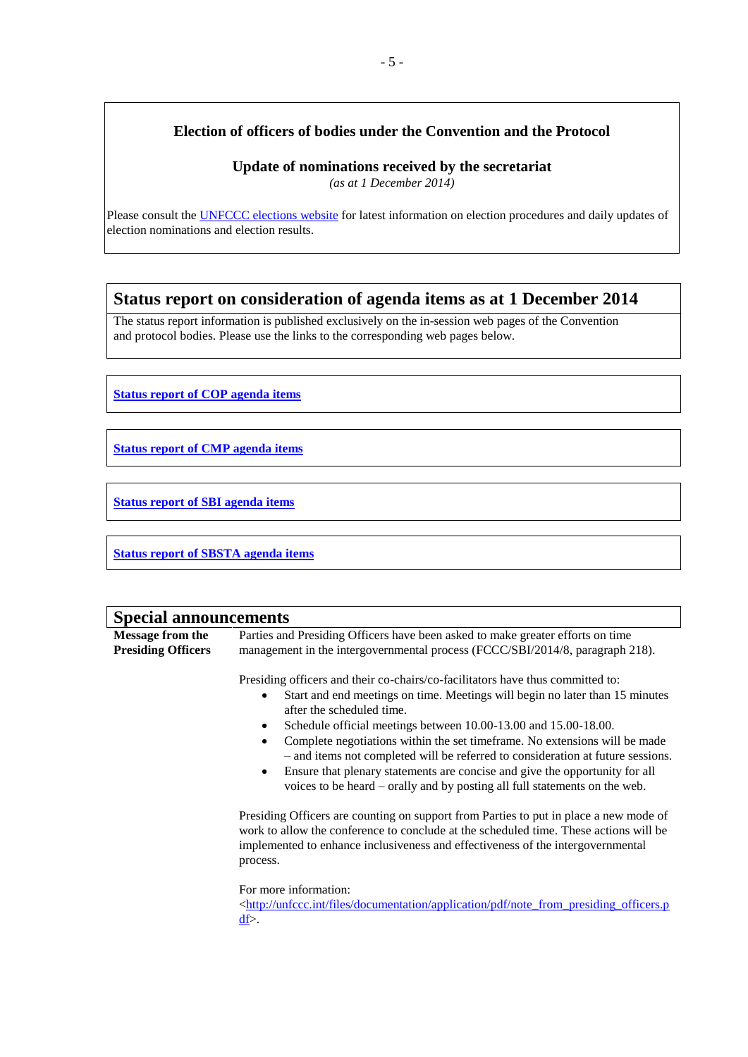## Election of officers of bodies under the Convention and the Protocol

### Update of nominations received by the secretariat

*(as at 1 December 2014)*

Please consult the UNFCCC elections website for latest information on election procedures and daily updates of election nominations and election results.

## Status report on consideration of agenda items as at 1 December 2014

The status report information is published exclusively on the in-session web pages of the Convention and protocol bodies. Please use the links to the corresponding web pages below.

**Status report of COP agenda items**

**Status report of CMP agenda items**

**Status report of SBI agenda items**

**Status report of SBSTA agenda items**

## Special announcements

**Message from the Presiding Officers**

Parties and Presiding Officers have been asked to make greater efforts on time management in the intergovernmental process (FCCC/SBI/2014/8, paragraph 218).

Presiding officers and their co-chairs/co-facilitators have thus committed to:

- Start and end meetings on time. Meetings will begin no later than 15 minutes after the scheduled time.
- Schedule official meetings between 10.00-13.00 and 15.00-18.00.
- Complete negotiations within the set timeframe. No extensions will be made – and items not completed will be referred to consideration at future sessions.
- Ensure that plenary statements are concise and give the opportunity for all voices to be heard – orally and by posting all full statements on the web.

Presiding Officers are counting on support from Parties to put in place a new mode of work to allow the conference to conclude at the scheduled time. These actions will be implemented to enhance inclusiveness and effectiveness of the intergovernmental process.

For more information:
<http://unfccc.int/files/documentation/application/pdf/note_from_presiding_officers.pdf>.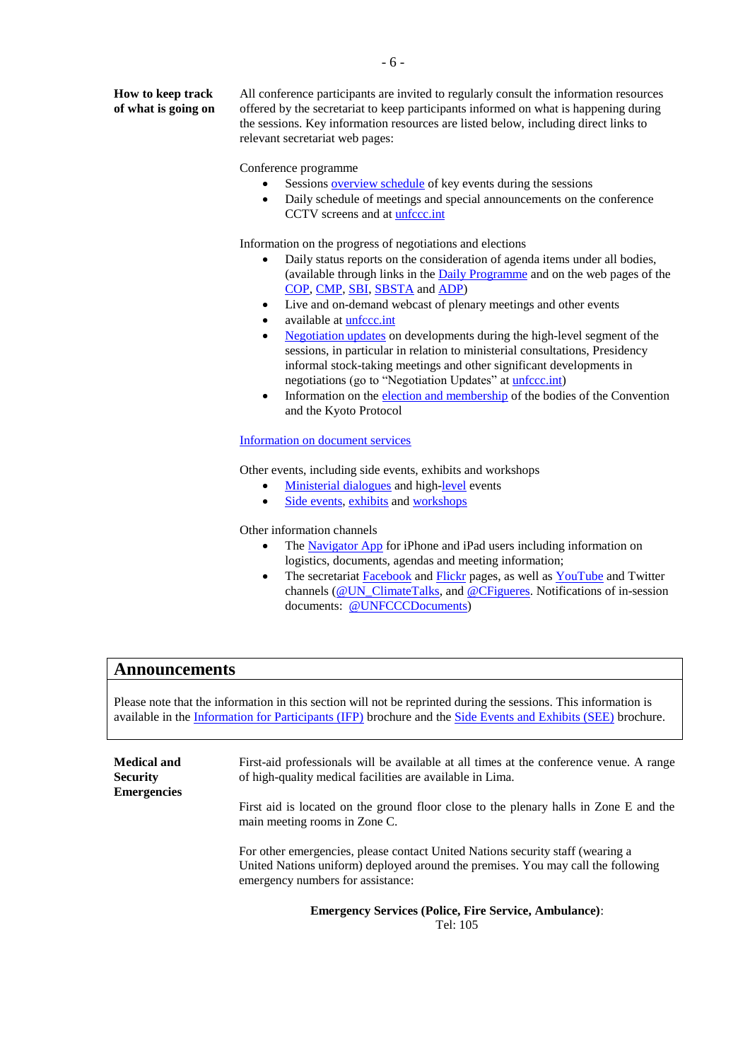**How to keep track of what is going on**

All conference participants are invited to regularly consult the information resources offered by the secretariat to keep participants informed on what is happening during the sessions. Key information resources are listed below, including direct links to relevant secretariat web pages:

Conference programme

- Sessions overview schedule of key events during the sessions
- Daily schedule of meetings and special announcements on the conference CCTV screens and at unfccc.int

Information on the progress of negotiations and elections

- Daily status reports on the consideration of agenda items under all bodies, (available through links in the Daily Programme and on the web pages of the COP, CMP, SBI, SBSTA and ADP)
- Live and on-demand webcast of plenary meetings and other events
- available at unfccc.int
- Negotiation updates on developments during the high-level segment of the sessions, in particular in relation to ministerial consultations, Presidency informal stock-taking meetings and other significant developments in negotiations (go to "Negotiation Updates" at unfccc.int)
- Information on the election and membership of the bodies of the Convention and the Kyoto Protocol

Information on document services

Other events, including side events, exhibits and workshops

- Ministerial dialogues and high-level events
- Side events, exhibits and workshops

Other information channels

- The Navigator App for iPhone and iPad users including information on logistics, documents, agendas and meeting information;
- The secretariat Facebook and Flickr pages, as well as YouTube and Twitter channels (@UN_ClimateTalks, and @CFigueres. Notifications of in-session documents: @UNFCCCDocuments)

## Announcements

Please note that the information in this section will not be reprinted during the sessions. This information is available in the Information for Participants (IFP) brochure and the Side Events and Exhibits (SEE) brochure.

**Medical and Security Emergencies**

First-aid professionals will be available at all times at the conference venue. A range of high-quality medical facilities are available in Lima.

First aid is located on the ground floor close to the plenary halls in Zone E and the main meeting rooms in Zone C.

For other emergencies, please contact United Nations security staff (wearing a United Nations uniform) deployed around the premises. You may call the following emergency numbers for assistance:

**Emergency Services (Police, Fire Service, Ambulance)**:
Tel: 105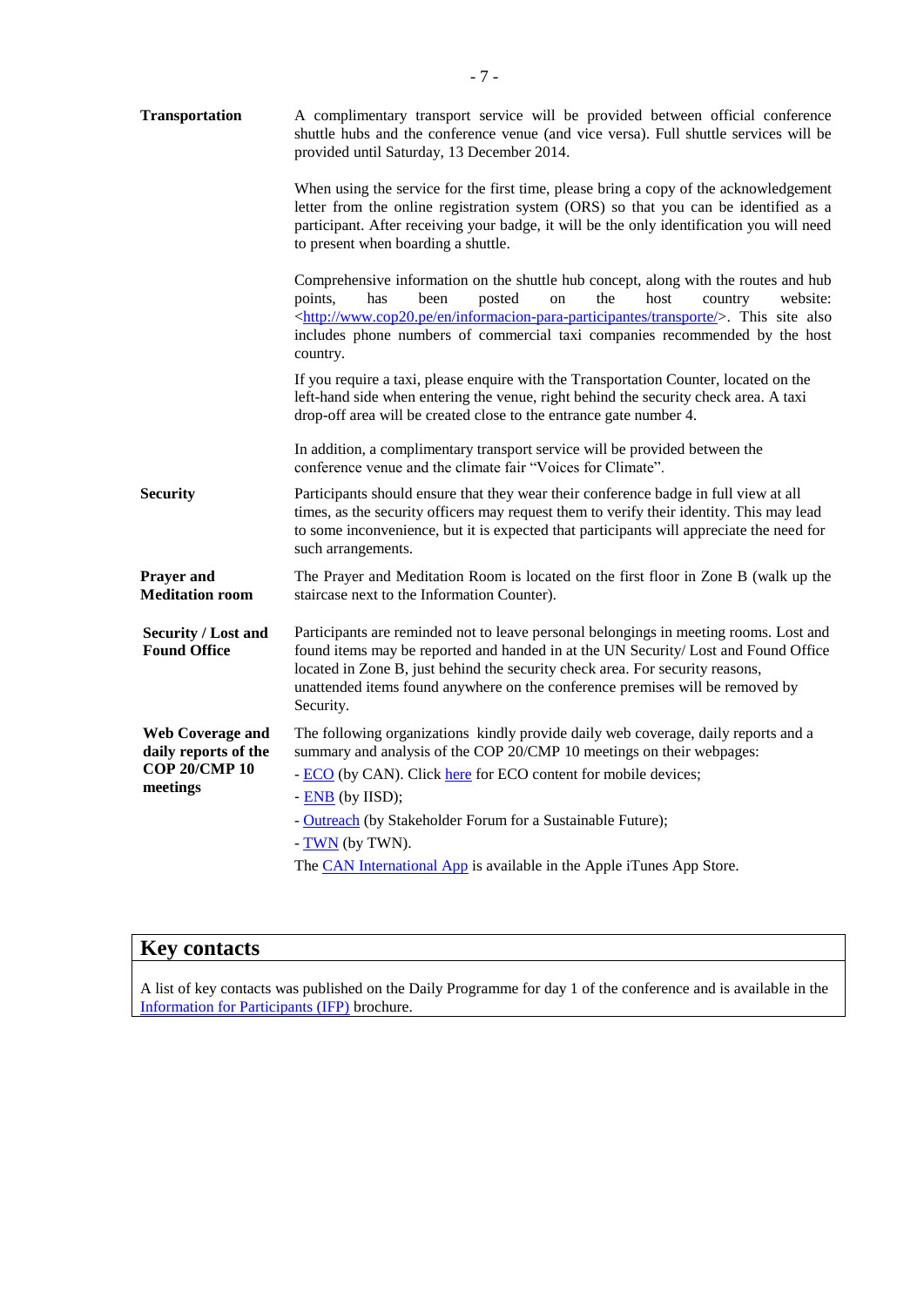| | |
|---|---|
| **Transportation** | A complimentary transport service will be provided between official conference shuttle hubs and the conference venue (and vice versa). Full shuttle services will be provided until Saturday, 13 December 2014.<br><br>When using the service for the first time, please bring a copy of the acknowledgement letter from the online registration system (ORS) so that you can be identified as a participant. After receiving your badge, it will be the only identification you will need to present when boarding a shuttle.<br><br>Comprehensive information on the shuttle hub concept, along with the routes and hub points, has been posted on the host country website: <http://www.cop20.pe/en/informacion-para-participantes/transporte/>. This site also includes phone numbers of commercial taxi companies recommended by the host country.<br><br>If you require a taxi, please enquire with the Transportation Counter, located on the left-hand side when entering the venue, right behind the security check area. A taxi drop-off area will be created close to the entrance gate number 4.<br><br>In addition, a complimentary transport service will be provided between the conference venue and the climate fair "Voices for Climate". |
| **Security** | Participants should ensure that they wear their conference badge in full view at all times, as the security officers may request them to verify their identity. This may lead to some inconvenience, but it is expected that participants will appreciate the need for such arrangements. |
| **Prayer and Meditation room** | The Prayer and Meditation Room is located on the first floor in Zone B (walk up the staircase next to the Information Counter). |
| **Security / Lost and Found Office** | Participants are reminded not to leave personal belongings in meeting rooms. Lost and found items may be reported and handed in at the UN Security/ Lost and Found Office located in Zone B, just behind the security check area. For security reasons, unattended items found anywhere on the conference premises will be removed by Security. |
| **Web Coverage and daily reports of the COP 20/CMP 10 meetings** | The following organizations kindly provide daily web coverage, daily reports and a summary and analysis of the COP 20/CMP 10 meetings on their webpages:<br>- ECO (by CAN). Click here for ECO content for mobile devices;<br>- ENB (by IISD);<br>- Outreach (by Stakeholder Forum for a Sustainable Future);<br>- TWN (by TWN).<br>The CAN International App is available in the Apple iTunes App Store. |

## Key contacts

A list of key contacts was published on the Daily Programme for day 1 of the conference and is available in the Information for Participants (IFP) brochure.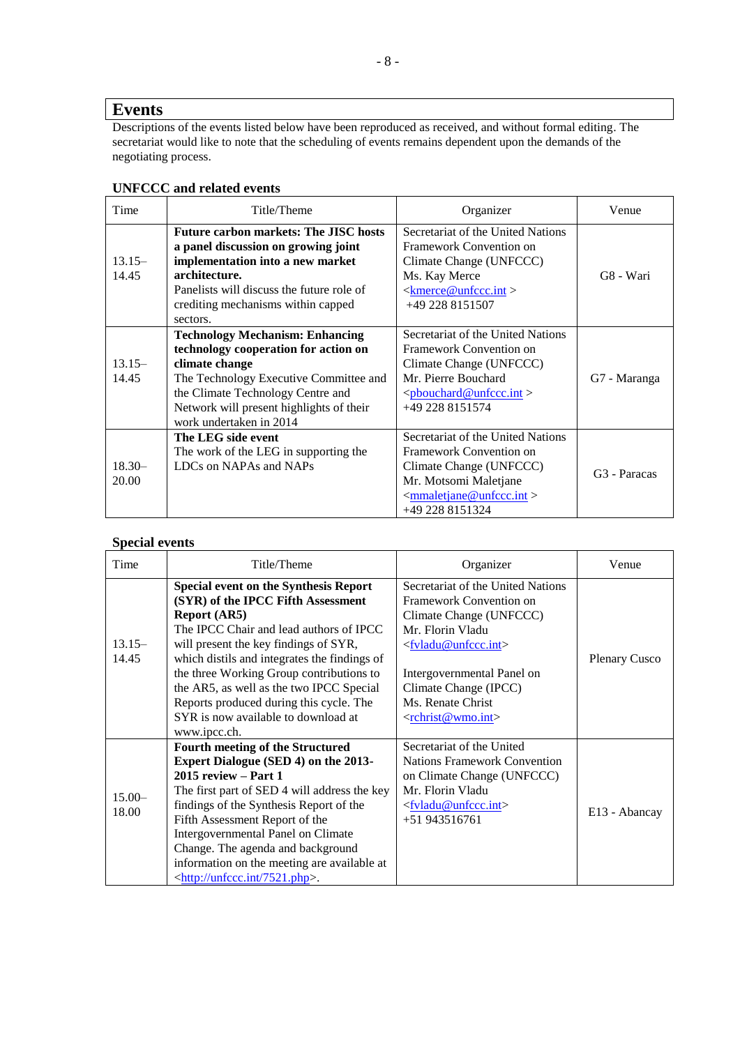## Events

Descriptions of the events listed below have been reproduced as received, and without formal editing. The secretariat would like to note that the scheduling of events remains dependent upon the demands of the negotiating process.

### UNFCCC and related events

| Time | Title/Theme | Organizer | Venue |
|---|---|---|---|
| 13.15–14.45 | **Future carbon markets: The JISC hosts a panel discussion on growing joint implementation into a new market architecture.** Panelists will discuss the future role of crediting mechanisms within capped sectors. | Secretariat of the United Nations Framework Convention on Climate Change (UNFCCC) Ms. Kay Merce <kmerce@unfccc.int > +49 228 8151507 | G8 - Wari |
| 13.15–14.45 | **Technology Mechanism: Enhancing technology cooperation for action on climate change** The Technology Executive Committee and the Climate Technology Centre and Network will present highlights of their work undertaken in 2014 | Secretariat of the United Nations Framework Convention on Climate Change (UNFCCC) Mr. Pierre Bouchard <pbouchard@unfccc.int > +49 228 8151574 | G7 - Maranga |
| 18.30–20.00 | **The LEG side event** The work of the LEG in supporting the LDCs on NAPAs and NAPs | Secretariat of the United Nations Framework Convention on Climate Change (UNFCCC) Mr. Motsomi Maletjane <mmaletjane@unfccc.int > +49 228 8151324 | G3 - Paracas |

### Special events

| Time | Title/Theme | Organizer | Venue |
|---|---|---|---|
| 13.15–14.45 | **Special event on the Synthesis Report (SYR) of the IPCC Fifth Assessment Report (AR5)** The IPCC Chair and lead authors of IPCC will present the key findings of SYR, which distils and integrates the findings of the three Working Group contributions to the AR5, as well as the two IPCC Special Reports produced during this cycle. The SYR is now available to download at www.ipcc.ch. | Secretariat of the United Nations Framework Convention on Climate Change (UNFCCC) Mr. Florin Vladu <fvladu@unfccc.int> Intergovernmental Panel on Climate Change (IPCC) Ms. Renate Christ <rchrist@wmo.int> | Plenary Cusco |
| 15.00–18.00 | **Fourth meeting of the Structured Expert Dialogue (SED 4) on the 2013-2015 review – Part 1** The first part of SED 4 will address the key findings of the Synthesis Report of the Fifth Assessment Report of the Intergovernmental Panel on Climate Change. The agenda and background information on the meeting are available at <http://unfccc.int/7521.php>. | Secretariat of the United Nations Framework Convention on Climate Change (UNFCCC) Mr. Florin Vladu <fvladu@unfccc.int> +51 943516761 | E13 - Abancay |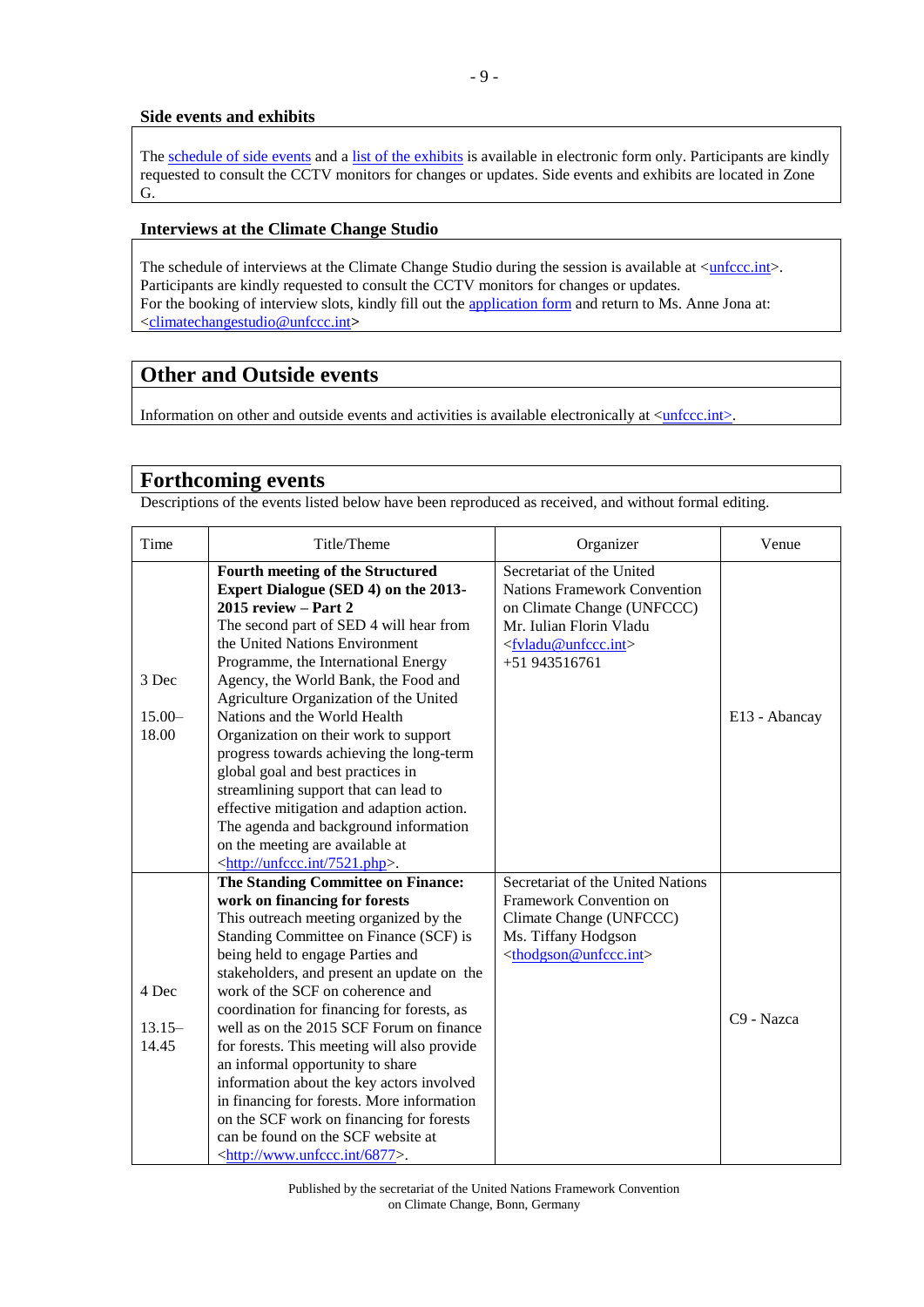### Side events and exhibits

The schedule of side events and a list of the exhibits is available in electronic form only. Participants are kindly requested to consult the CCTV monitors for changes or updates. Side events and exhibits are located in Zone G.

### Interviews at the Climate Change Studio

The schedule of interviews at the Climate Change Studio during the session is available at <unfccc.int>. Participants are kindly requested to consult the CCTV monitors for changes or updates.
For the booking of interview slots, kindly fill out the application form and return to Ms. Anne Jona at: <climatechangestudio@unfccc.int>

## Other and Outside events

Information on other and outside events and activities is available electronically at <unfccc.int>.

## Forthcoming events

Descriptions of the events listed below have been reproduced as received, and without formal editing.

| Time | Title/Theme | Organizer | Venue |
|---|---|---|---|
| 3 Dec<br><br>15.00–18.00 | **Fourth meeting of the Structured Expert Dialogue (SED 4) on the 2013-2015 review – Part 2**<br>The second part of SED 4 will hear from the United Nations Environment Programme, the International Energy Agency, the World Bank, the Food and Agriculture Organization of the United Nations and the World Health Organization on their work to support progress towards achieving the long-term global goal and best practices in streamlining support that can lead to effective mitigation and adaption action. The agenda and background information on the meeting are available at <http://unfccc.int/7521.php>. | Secretariat of the United Nations Framework Convention on Climate Change (UNFCCC)<br>Mr. Iulian Florin Vladu<br><fvladu@unfccc.int><br>+51 943516761 | E13 - Abancay |
| 4 Dec<br><br>13.15–14.45 | **The Standing Committee on Finance: work on financing for forests**<br>This outreach meeting organized by the Standing Committee on Finance (SCF) is being held to engage Parties and stakeholders, and present an update on the work of the SCF on coherence and coordination for financing for forests, as well as on the 2015 SCF Forum on finance for forests. This meeting will also provide an informal opportunity to share information about the key actors involved in financing for forests. More information on the SCF work on financing for forests can be found on the SCF website at <http://www.unfccc.int/6877>. | Secretariat of the United Nations Framework Convention on Climate Change (UNFCCC)<br>Ms. Tiffany Hodgson<br><thodgson@unfccc.int> | C9 - Nazca |

Published by the secretariat of the United Nations Framework Convention on Climate Change, Bonn, Germany